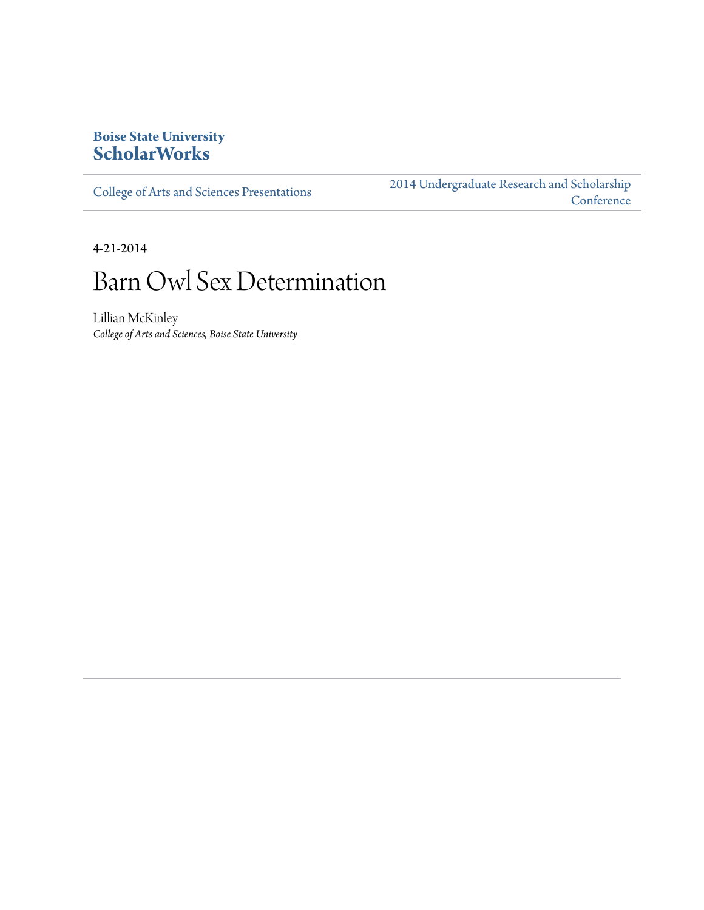**Boise State University**
**ScholarWorks**

College of Arts and Sciences Presentations

2014 Undergraduate Research and Scholarship Conference

4-21-2014

# Barn Owl Sex Determination

Lillian McKinley
*College of Arts and Sciences, Boise State University*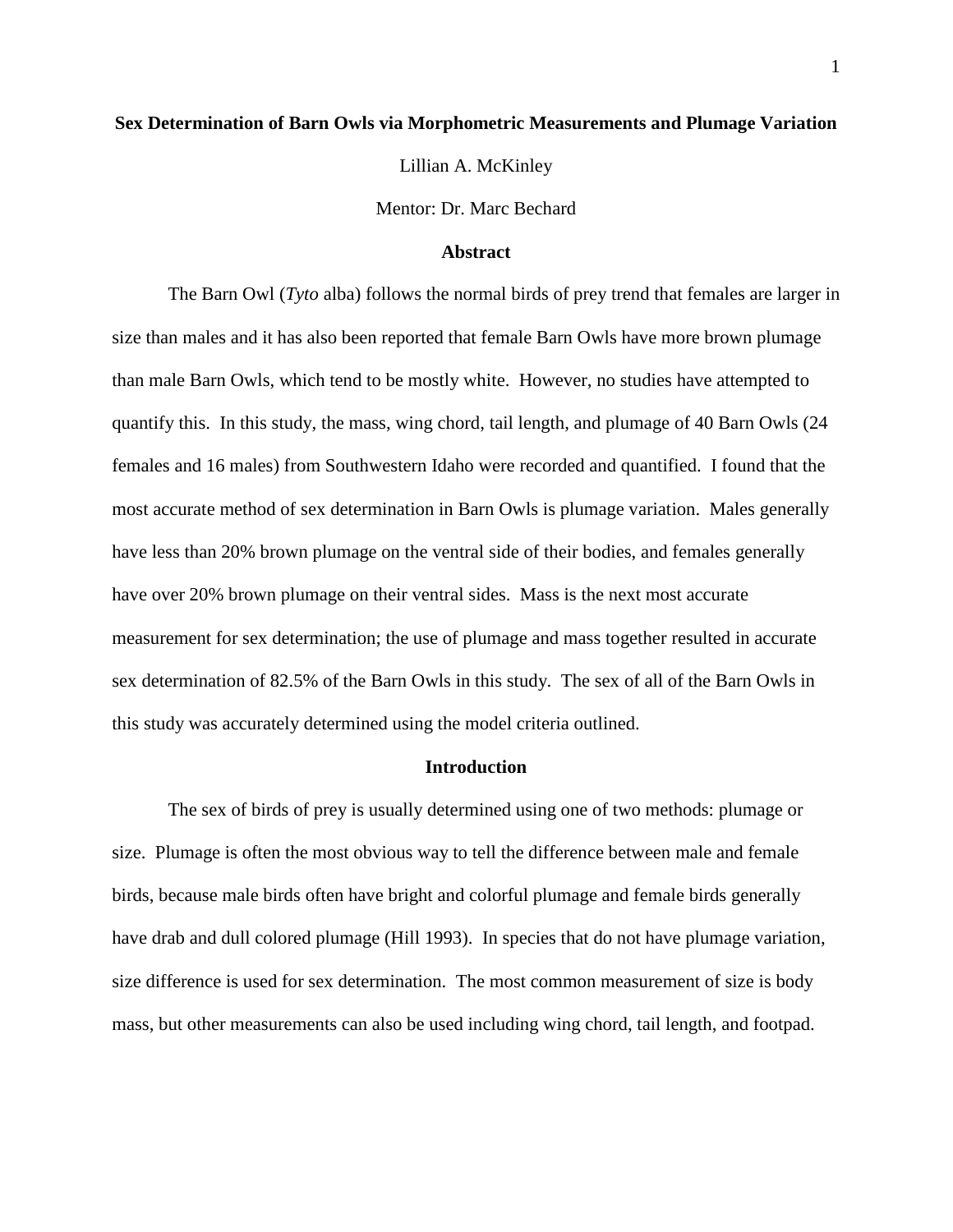**Sex Determination of Barn Owls via Morphometric Measurements and Plumage Variation**

Lillian A. McKinley

Mentor: Dr. Marc Bechard

**Abstract**

The Barn Owl (*Tyto* alba) follows the normal birds of prey trend that females are larger in size than males and it has also been reported that female Barn Owls have more brown plumage than male Barn Owls, which tend to be mostly white. However, no studies have attempted to quantify this. In this study, the mass, wing chord, tail length, and plumage of 40 Barn Owls (24 females and 16 males) from Southwestern Idaho were recorded and quantified. I found that the most accurate method of sex determination in Barn Owls is plumage variation. Males generally have less than 20% brown plumage on the ventral side of their bodies, and females generally have over 20% brown plumage on their ventral sides. Mass is the next most accurate measurement for sex determination; the use of plumage and mass together resulted in accurate sex determination of 82.5% of the Barn Owls in this study. The sex of all of the Barn Owls in this study was accurately determined using the model criteria outlined.

**Introduction**

The sex of birds of prey is usually determined using one of two methods: plumage or size. Plumage is often the most obvious way to tell the difference between male and female birds, because male birds often have bright and colorful plumage and female birds generally have drab and dull colored plumage (Hill 1993). In species that do not have plumage variation, size difference is used for sex determination. The most common measurement of size is body mass, but other measurements can also be used including wing chord, tail length, and footpad.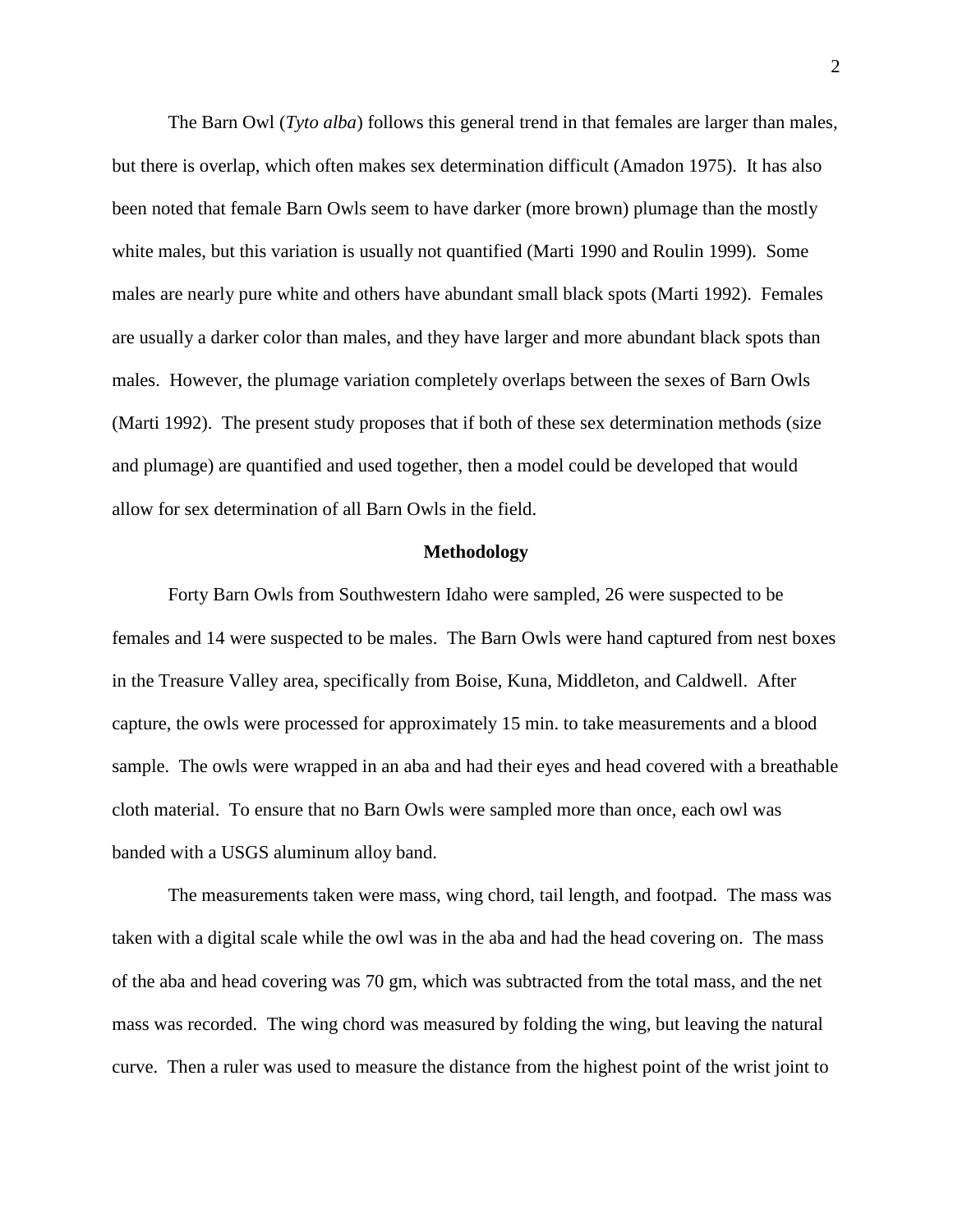The Barn Owl (*Tyto alba*) follows this general trend in that females are larger than males, but there is overlap, which often makes sex determination difficult (Amadon 1975). It has also been noted that female Barn Owls seem to have darker (more brown) plumage than the mostly white males, but this variation is usually not quantified (Marti 1990 and Roulin 1999). Some males are nearly pure white and others have abundant small black spots (Marti 1992). Females are usually a darker color than males, and they have larger and more abundant black spots than males. However, the plumage variation completely overlaps between the sexes of Barn Owls (Marti 1992). The present study proposes that if both of these sex determination methods (size and plumage) are quantified and used together, then a model could be developed that would allow for sex determination of all Barn Owls in the field.

## Methodology

Forty Barn Owls from Southwestern Idaho were sampled, 26 were suspected to be females and 14 were suspected to be males. The Barn Owls were hand captured from nest boxes in the Treasure Valley area, specifically from Boise, Kuna, Middleton, and Caldwell. After capture, the owls were processed for approximately 15 min. to take measurements and a blood sample. The owls were wrapped in an aba and had their eyes and head covered with a breathable cloth material. To ensure that no Barn Owls were sampled more than once, each owl was banded with a USGS aluminum alloy band.

The measurements taken were mass, wing chord, tail length, and footpad. The mass was taken with a digital scale while the owl was in the aba and had the head covering on. The mass of the aba and head covering was 70 gm, which was subtracted from the total mass, and the net mass was recorded. The wing chord was measured by folding the wing, but leaving the natural curve. Then a ruler was used to measure the distance from the highest point of the wrist joint to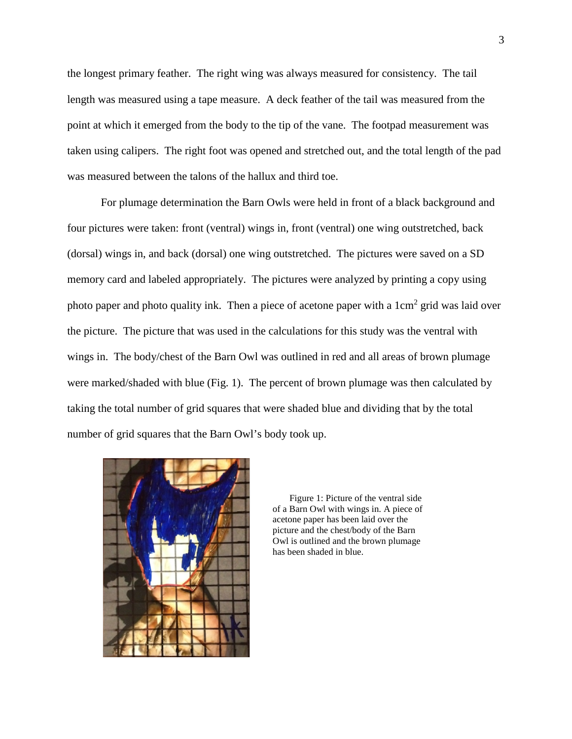the longest primary feather. The right wing was always measured for consistency. The tail length was measured using a tape measure. A deck feather of the tail was measured from the point at which it emerged from the body to the tip of the vane. The footpad measurement was taken using calipers. The right foot was opened and stretched out, and the total length of the pad was measured between the talons of the hallux and third toe.

For plumage determination the Barn Owls were held in front of a black background and four pictures were taken: front (ventral) wings in, front (ventral) one wing outstretched, back (dorsal) wings in, and back (dorsal) one wing outstretched. The pictures were saved on a SD memory card and labeled appropriately. The pictures were analyzed by printing a copy using photo paper and photo quality ink. Then a piece of acetone paper with a 1cm$^2$ grid was laid over the picture. The picture that was used in the calculations for this study was the ventral with wings in. The body/chest of the Barn Owl was outlined in red and all areas of brown plumage were marked/shaded with blue (Fig. 1). The percent of brown plumage was then calculated by taking the total number of grid squares that were shaded blue and dividing that by the total number of grid squares that the Barn Owl's body took up.

Figure 1: Picture of the ventral side of a Barn Owl with wings in. A piece of acetone paper has been laid over the picture and the chest/body of the Barn Owl is outlined and the brown plumage has been shaded in blue.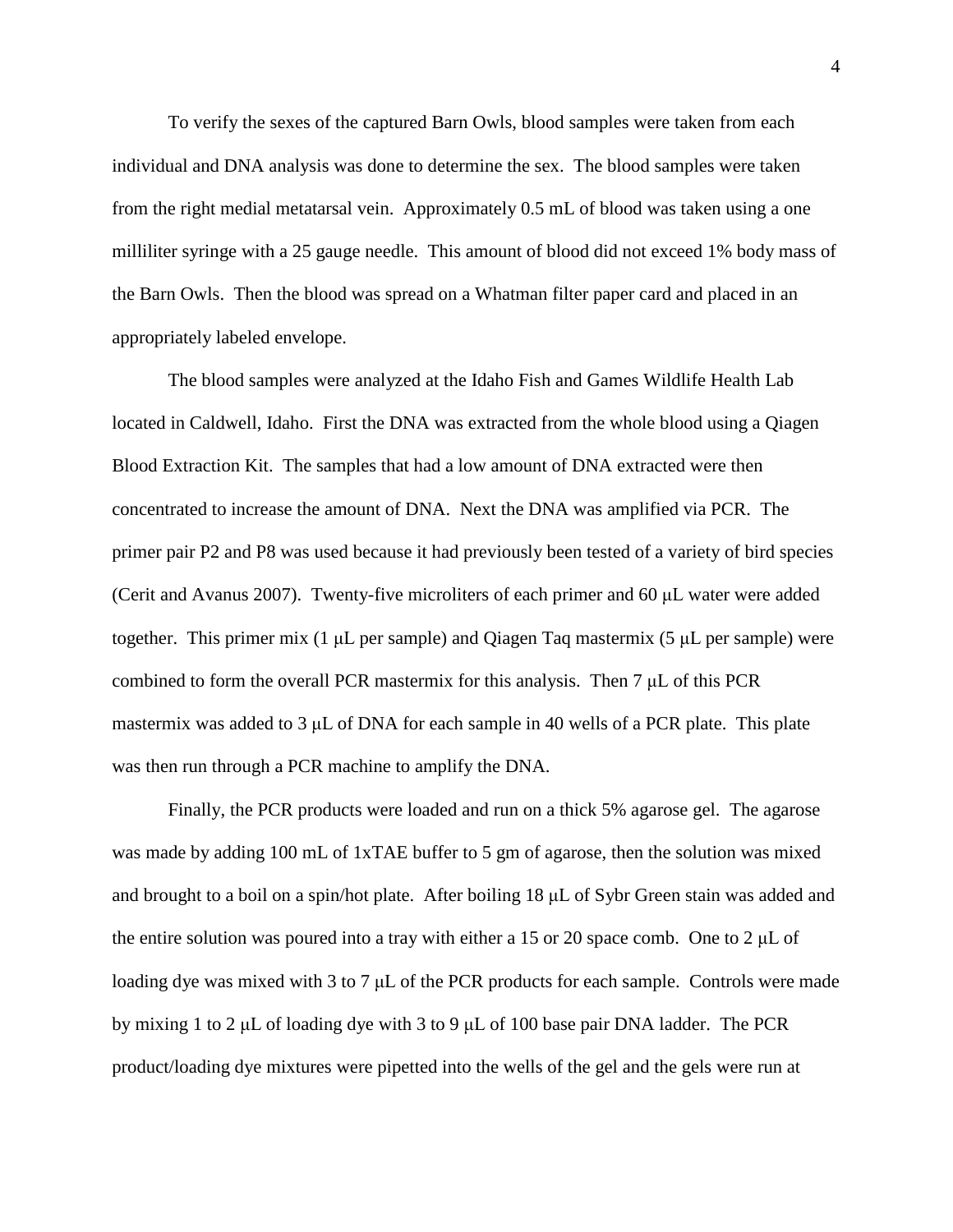To verify the sexes of the captured Barn Owls, blood samples were taken from each individual and DNA analysis was done to determine the sex. The blood samples were taken from the right medial metatarsal vein. Approximately 0.5 mL of blood was taken using a one milliliter syringe with a 25 gauge needle. This amount of blood did not exceed 1% body mass of the Barn Owls. Then the blood was spread on a Whatman filter paper card and placed in an appropriately labeled envelope.

The blood samples were analyzed at the Idaho Fish and Games Wildlife Health Lab located in Caldwell, Idaho. First the DNA was extracted from the whole blood using a Qiagen Blood Extraction Kit. The samples that had a low amount of DNA extracted were then concentrated to increase the amount of DNA. Next the DNA was amplified via PCR. The primer pair P2 and P8 was used because it had previously been tested of a variety of bird species (Cerit and Avanus 2007). Twenty-five microliters of each primer and 60 μL water were added together. This primer mix (1 μL per sample) and Qiagen Taq mastermix (5 μL per sample) were combined to form the overall PCR mastermix for this analysis. Then 7 μL of this PCR mastermix was added to 3 μL of DNA for each sample in 40 wells of a PCR plate. This plate was then run through a PCR machine to amplify the DNA.

Finally, the PCR products were loaded and run on a thick 5% agarose gel. The agarose was made by adding 100 mL of 1xTAE buffer to 5 gm of agarose, then the solution was mixed and brought to a boil on a spin/hot plate. After boiling 18 μL of Sybr Green stain was added and the entire solution was poured into a tray with either a 15 or 20 space comb. One to 2 μL of loading dye was mixed with 3 to 7 μL of the PCR products for each sample. Controls were made by mixing 1 to 2 μL of loading dye with 3 to 9 μL of 100 base pair DNA ladder. The PCR product/loading dye mixtures were pipetted into the wells of the gel and the gels were run at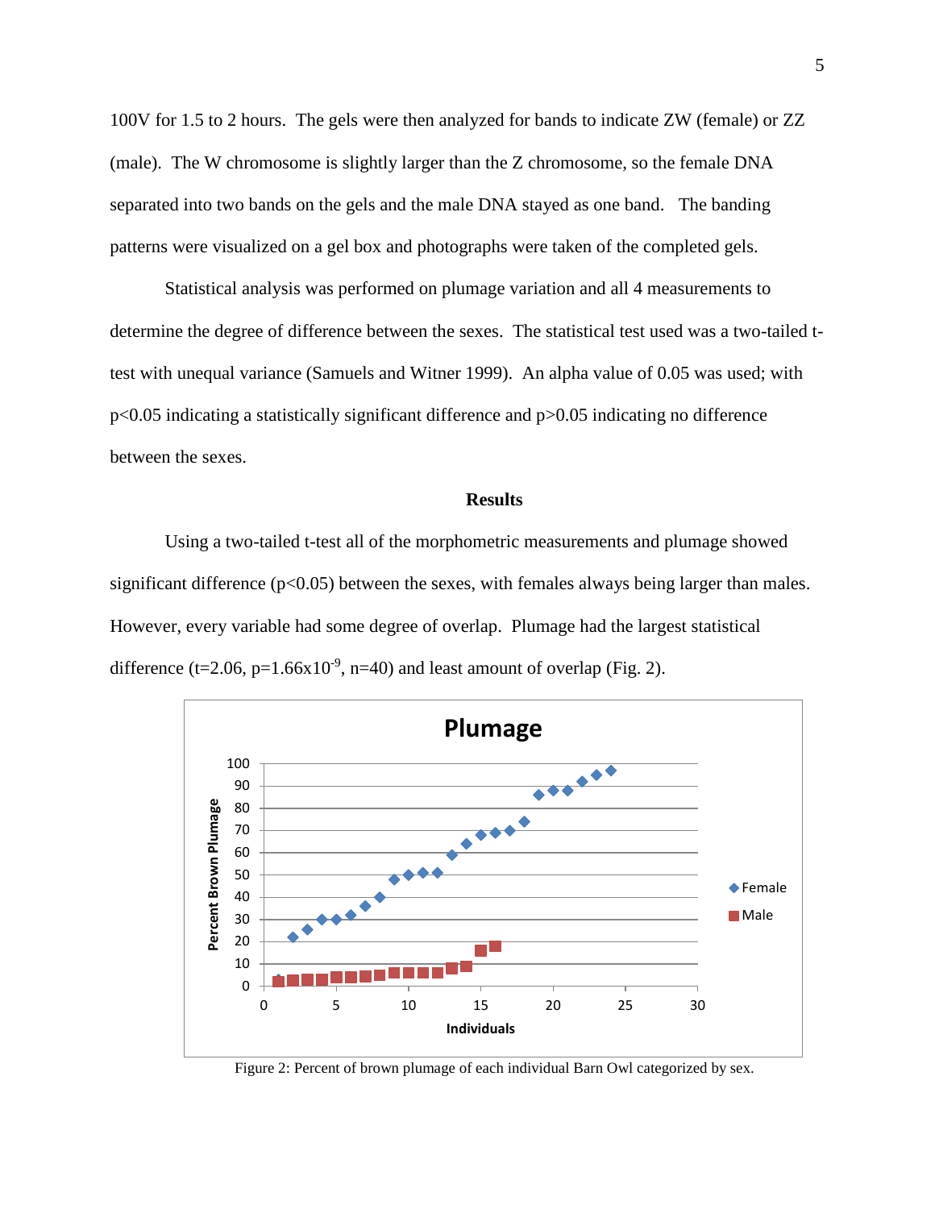100V for 1.5 to 2 hours. The gels were then analyzed for bands to indicate ZW (female) or ZZ (male). The W chromosome is slightly larger than the Z chromosome, so the female DNA separated into two bands on the gels and the male DNA stayed as one band. The banding patterns were visualized on a gel box and photographs were taken of the completed gels.

Statistical analysis was performed on plumage variation and all 4 measurements to determine the degree of difference between the sexes. The statistical test used was a two-tailed t-test with unequal variance (Samuels and Witner 1999). An alpha value of 0.05 was used; with $p<0.05$ indicating a statistically significant difference and $p>0.05$ indicating no difference between the sexes.

## Results

Using a two-tailed t-test all of the morphometric measurements and plumage showed significant difference ($p<0.05$) between the sexes, with females always being larger than males. However, every variable had some degree of overlap. Plumage had the largest statistical difference ($t=2.06$, $p=1.66 \times 10^{-9}$, $n=40$) and least amount of overlap (Fig. 2).

Figure 2: Percent of brown plumage of each individual Barn Owl categorized by sex.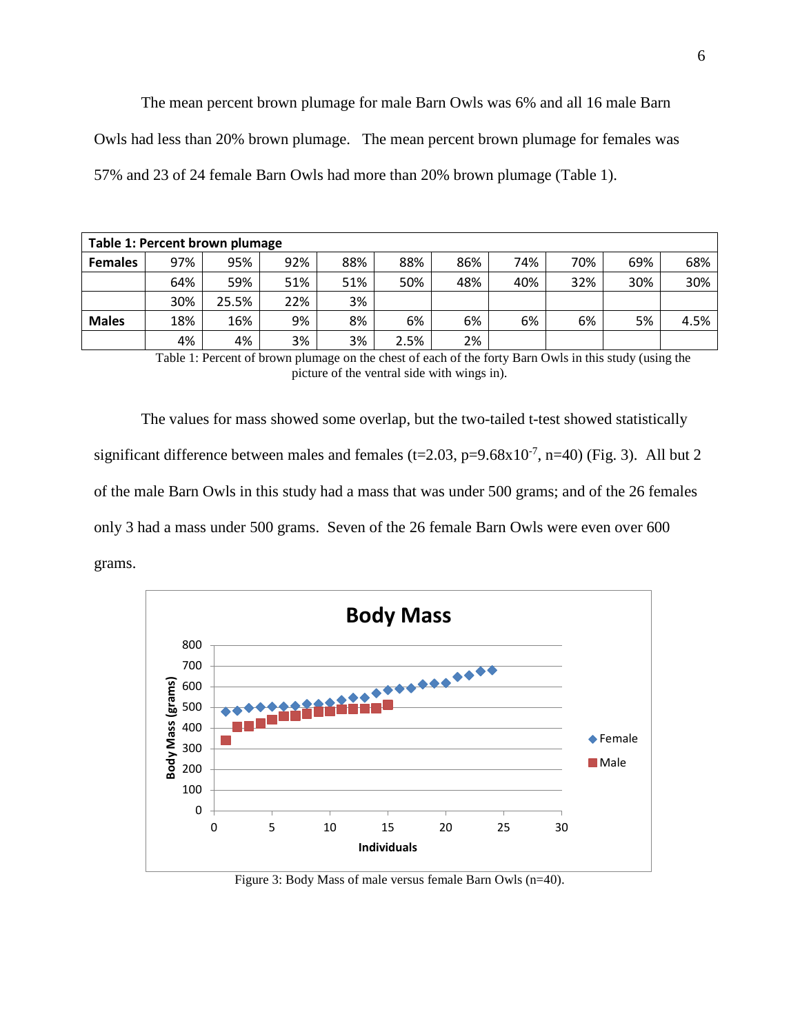The mean percent brown plumage for male Barn Owls was 6% and all 16 male Barn Owls had less than 20% brown plumage. The mean percent brown plumage for females was 57% and 23 of 24 female Barn Owls had more than 20% brown plumage (Table 1).

| Table 1: Percent brown plumage | | | | | | | | | | |
|---|---|---|---|---|---|---|---|---|---|---|
| **Females** | 97% | 95% | 92% | 88% | 88% | 86% | 74% | 70% | 69% | 68% |
| | 64% | 59% | 51% | 51% | 50% | 48% | 40% | 32% | 30% | 30% |
| | 30% | 25.5% | 22% | 3% | | | | | | |
| **Males** | 18% | 16% | 9% | 8% | 6% | 6% | 6% | 6% | 5% | 4.5% |
| | 4% | 4% | 3% | 3% | 2.5% | 2% | | | | |

Table 1: Percent of brown plumage on the chest of each of the forty Barn Owls in this study (using the picture of the ventral side with wings in).

The values for mass showed some overlap, but the two-tailed t-test showed statistically significant difference between males and females ($t=2.03$, $p=9.68 \times 10^{-7}$, $n=40$) (Fig. 3). All but 2 of the male Barn Owls in this study had a mass that was under 500 grams; and of the 26 females only 3 had a mass under 500 grams. Seven of the 26 female Barn Owls were even over 600 grams.

Figure 3: Body Mass of male versus female Barn Owls (n=40).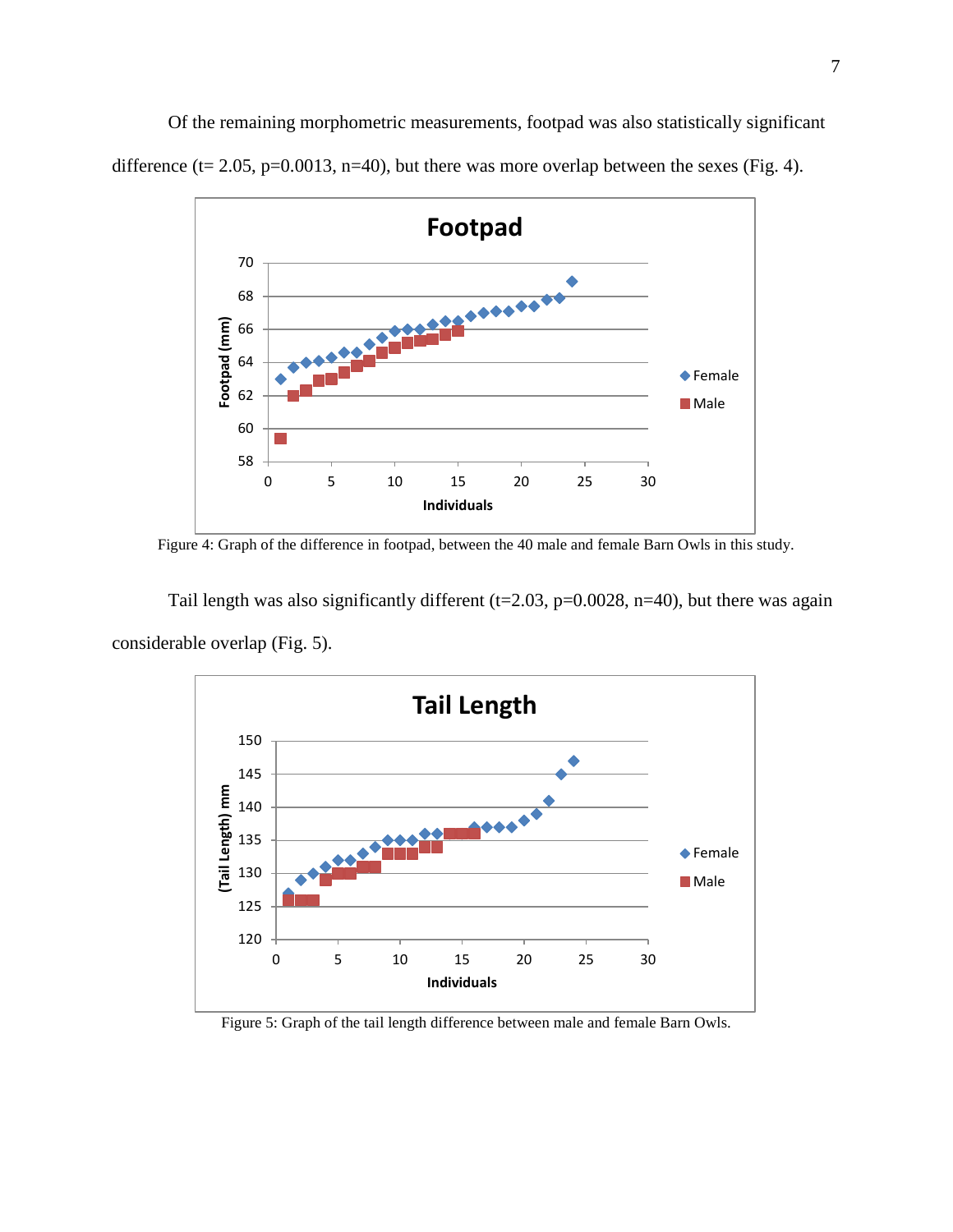Of the remaining morphometric measurements, footpad was also statistically significant difference ($t= 2.05$, $p=0.0013$, $n=40$), but there was more overlap between the sexes (Fig. 4).

Figure 4: Graph of the difference in footpad, between the 40 male and female Barn Owls in this study.

Tail length was also significantly different ($t=2.03$, $p=0.0028$, $n=40$), but there was again considerable overlap (Fig. 5).

Figure 5: Graph of the tail length difference between male and female Barn Owls.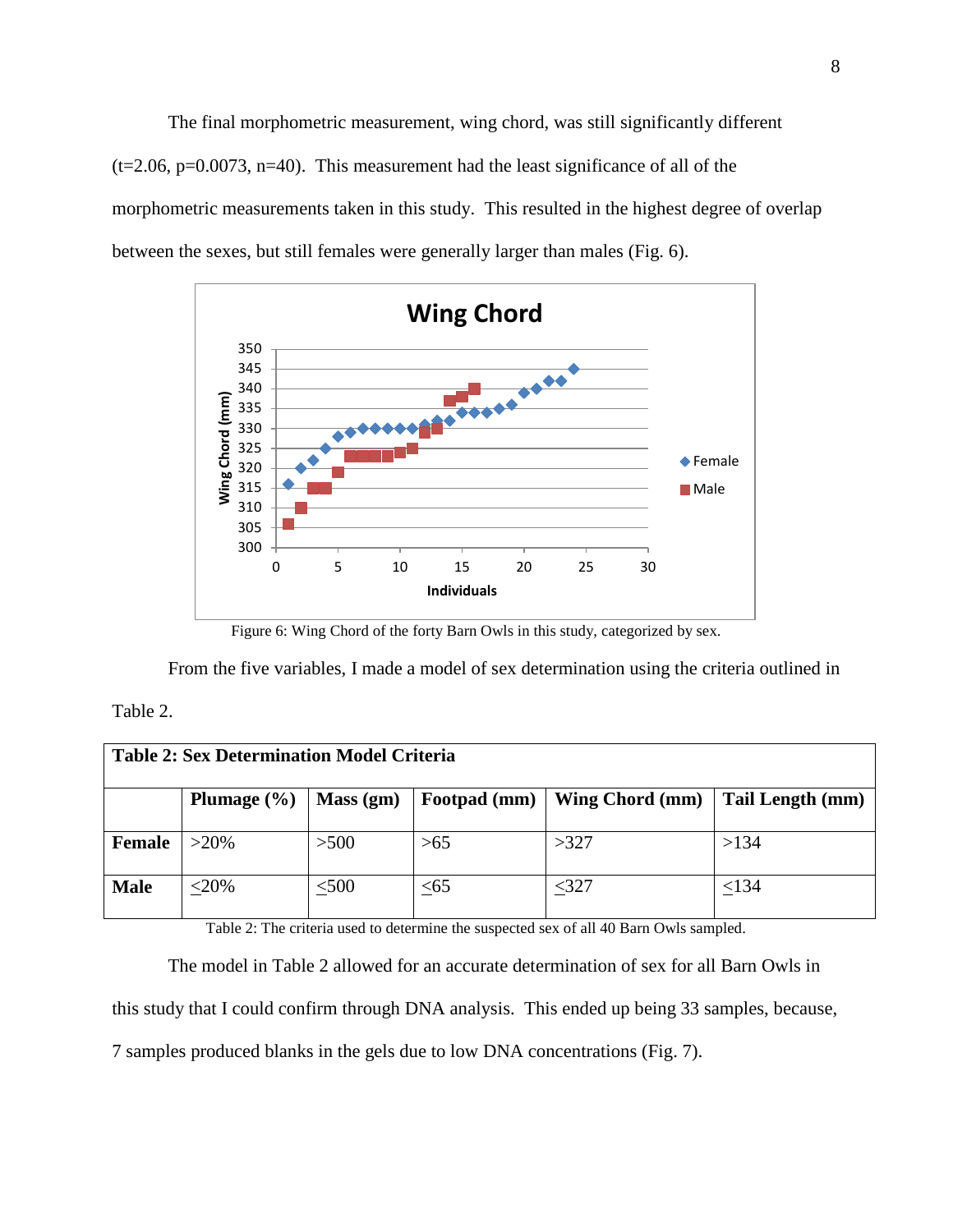The final morphometric measurement, wing chord, was still significantly different ($t=2.06$, $p=0.0073$, $n=40$). This measurement had the least significance of all of the morphometric measurements taken in this study. This resulted in the highest degree of overlap between the sexes, but still females were generally larger than males (Fig. 6).

Figure 6: Wing Chord of the forty Barn Owls in this study, categorized by sex.

From the five variables, I made a model of sex determination using the criteria outlined in Table 2.

**Table 2: Sex Determination Model Criteria**

| | Plumage (%) | Mass (gm) | Footpad (mm) | Wing Chord (mm) | Tail Length (mm) |
|---|---|---|---|---|---|
| **Female** | >20% | >500 | >65 | >327 | >134 |
| **Male** | ≤20% | ≤500 | ≤65 | ≤327 | ≤134 |

Table 2: The criteria used to determine the suspected sex of all 40 Barn Owls sampled.

The model in Table 2 allowed for an accurate determination of sex for all Barn Owls in this study that I could confirm through DNA analysis. This ended up being 33 samples, because, 7 samples produced blanks in the gels due to low DNA concentrations (Fig. 7).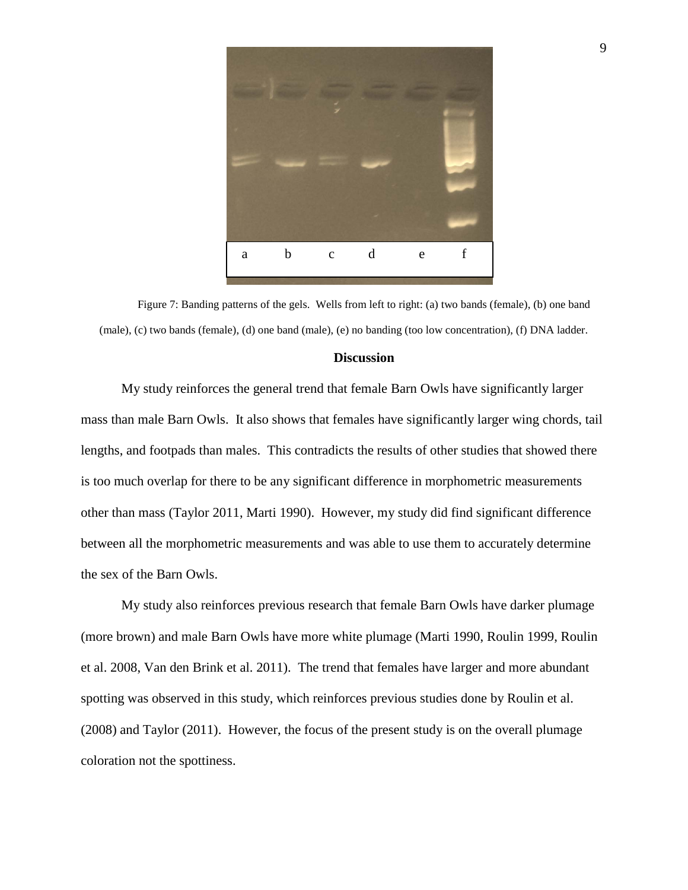Figure 7: Banding patterns of the gels. Wells from left to right: (a) two bands (female), (b) one band (male), (c) two bands (female), (d) one band (male), (e) no banding (too low concentration), (f) DNA ladder.

## Discussion

My study reinforces the general trend that female Barn Owls have significantly larger mass than male Barn Owls. It also shows that females have significantly larger wing chords, tail lengths, and footpads than males. This contradicts the results of other studies that showed there is too much overlap for there to be any significant difference in morphometric measurements other than mass (Taylor 2011, Marti 1990). However, my study did find significant difference between all the morphometric measurements and was able to use them to accurately determine the sex of the Barn Owls.

My study also reinforces previous research that female Barn Owls have darker plumage (more brown) and male Barn Owls have more white plumage (Marti 1990, Roulin 1999, Roulin et al. 2008, Van den Brink et al. 2011). The trend that females have larger and more abundant spotting was observed in this study, which reinforces previous studies done by Roulin et al. (2008) and Taylor (2011). However, the focus of the present study is on the overall plumage coloration not the spottiness.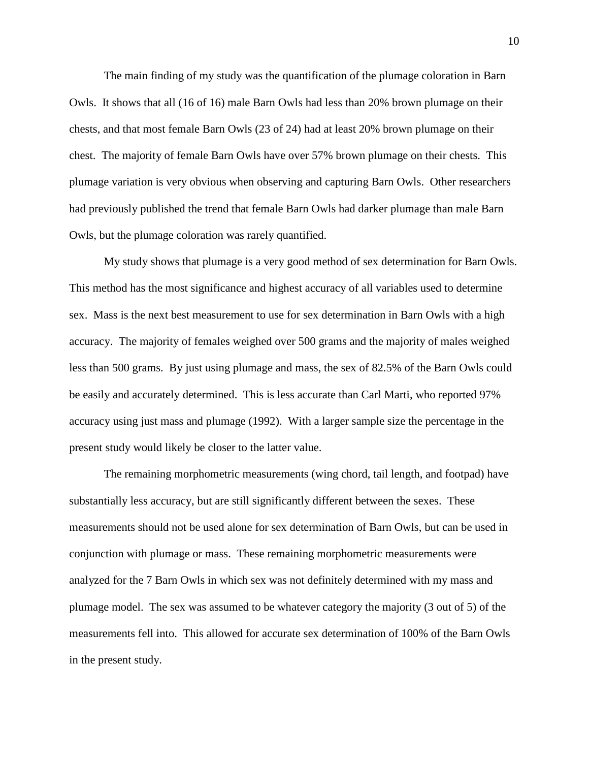The main finding of my study was the quantification of the plumage coloration in Barn Owls. It shows that all (16 of 16) male Barn Owls had less than 20% brown plumage on their chests, and that most female Barn Owls (23 of 24) had at least 20% brown plumage on their chest. The majority of female Barn Owls have over 57% brown plumage on their chests. This plumage variation is very obvious when observing and capturing Barn Owls. Other researchers had previously published the trend that female Barn Owls had darker plumage than male Barn Owls, but the plumage coloration was rarely quantified.

My study shows that plumage is a very good method of sex determination for Barn Owls. This method has the most significance and highest accuracy of all variables used to determine sex. Mass is the next best measurement to use for sex determination in Barn Owls with a high accuracy. The majority of females weighed over 500 grams and the majority of males weighed less than 500 grams. By just using plumage and mass, the sex of 82.5% of the Barn Owls could be easily and accurately determined. This is less accurate than Carl Marti, who reported 97% accuracy using just mass and plumage (1992). With a larger sample size the percentage in the present study would likely be closer to the latter value.

The remaining morphometric measurements (wing chord, tail length, and footpad) have substantially less accuracy, but are still significantly different between the sexes. These measurements should not be used alone for sex determination of Barn Owls, but can be used in conjunction with plumage or mass. These remaining morphometric measurements were analyzed for the 7 Barn Owls in which sex was not definitely determined with my mass and plumage model. The sex was assumed to be whatever category the majority (3 out of 5) of the measurements fell into. This allowed for accurate sex determination of 100% of the Barn Owls in the present study.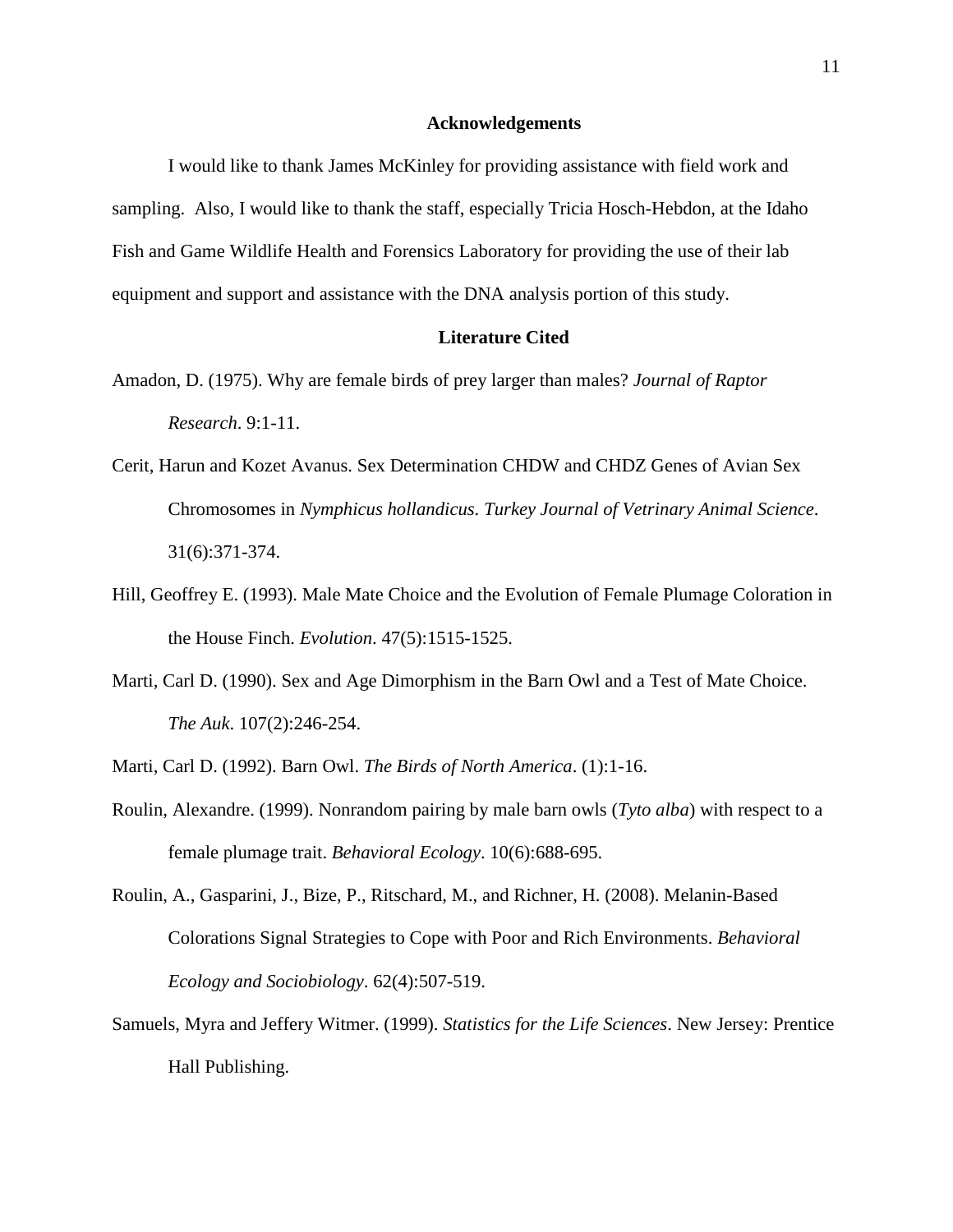## Acknowledgements

I would like to thank James McKinley for providing assistance with field work and sampling. Also, I would like to thank the staff, especially Tricia Hosch-Hebdon, at the Idaho Fish and Game Wildlife Health and Forensics Laboratory for providing the use of their lab equipment and support and assistance with the DNA analysis portion of this study.

## Literature Cited

Amadon, D. (1975). Why are female birds of prey larger than males? *Journal of Raptor Research*. 9:1-11.

Cerit, Harun and Kozet Avanus. Sex Determination CHDW and CHDZ Genes of Avian Sex Chromosomes in *Nymphicus hollandicus*. *Turkey Journal of Vetrinary Animal Science*. 31(6):371-374.

Hill, Geoffrey E. (1993). Male Mate Choice and the Evolution of Female Plumage Coloration in the House Finch. *Evolution*. 47(5):1515-1525.

Marti, Carl D. (1990). Sex and Age Dimorphism in the Barn Owl and a Test of Mate Choice. *The Auk*. 107(2):246-254.

Marti, Carl D. (1992). Barn Owl. *The Birds of North America*. (1):1-16.

Roulin, Alexandre. (1999). Nonrandom pairing by male barn owls (*Tyto alba*) with respect to a female plumage trait. *Behavioral Ecology*. 10(6):688-695.

Roulin, A., Gasparini, J., Bize, P., Ritschard, M., and Richner, H. (2008). Melanin-Based Colorations Signal Strategies to Cope with Poor and Rich Environments. *Behavioral Ecology and Sociobiology*. 62(4):507-519.

Samuels, Myra and Jeffery Witmer. (1999). *Statistics for the Life Sciences*. New Jersey: Prentice Hall Publishing.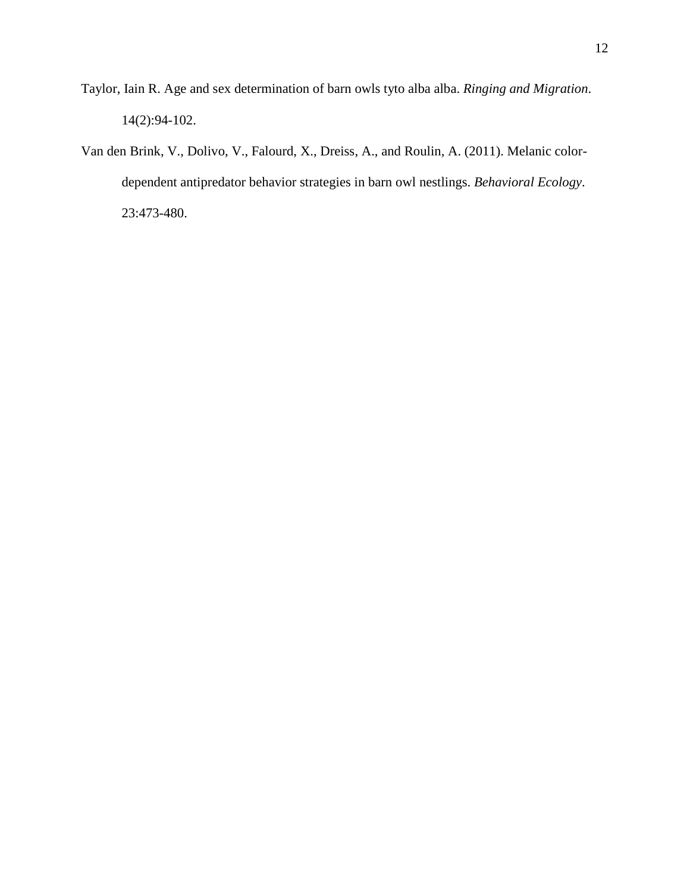Taylor, Iain R. Age and sex determination of barn owls tyto alba alba. *Ringing and Migration*. 14(2):94-102.

Van den Brink, V., Dolivo, V., Falourd, X., Dreiss, A., and Roulin, A. (2011). Melanic color-dependent antipredator behavior strategies in barn owl nestlings. *Behavioral Ecology*. 23:473-480.